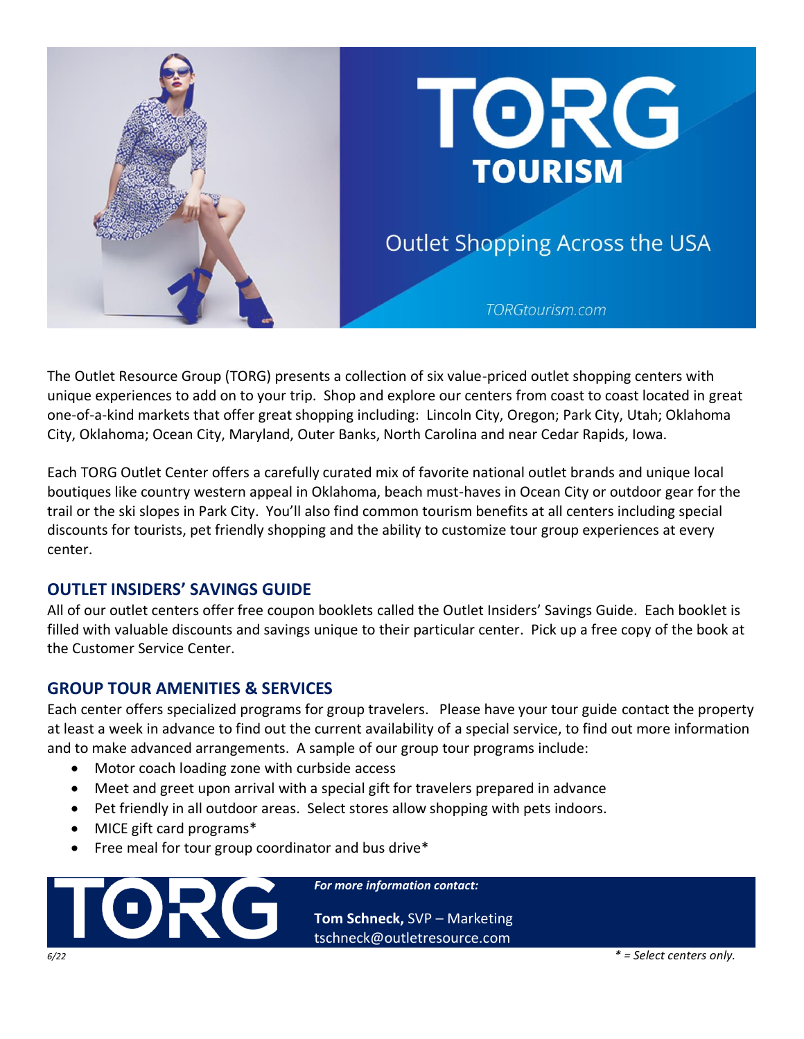# TORG TOURISM

Outlet Shopping Across the USA

TORGtourism.com

The Outlet Resource Group (TORG) presents a collection of six value-priced outlet shopping centers with unique experiences to add on to your trip. Shop and explore our centers from coast to coast located in great one-of-a-kind markets that offer great shopping including: Lincoln City, Oregon; Park City, Utah; Oklahoma City, Oklahoma; Ocean City, Maryland, Outer Banks, North Carolina and near Cedar Rapids, Iowa.

Each TORG Outlet Center offers a carefully curated mix of favorite national outlet brands and unique local boutiques like country western appeal in Oklahoma, beach must-haves in Ocean City or outdoor gear for the trail or the ski slopes in Park City. You'll also find common tourism benefits at all centers including special discounts for tourists, pet friendly shopping and the ability to customize tour group experiences at every center.

## OUTLET INSIDERS' SAVINGS GUIDE

All of our outlet centers offer free coupon booklets called the Outlet Insiders' Savings Guide. Each booklet is filled with valuable discounts and savings unique to their particular center. Pick up a free copy of the book at the Customer Service Center.

## GROUP TOUR AMENITIES & SERVICES

Each center offers specialized programs for group travelers. Please have your tour guide contact the property at least a week in advance to find out the current availability of a special service, to find out more information and to make advanced arrangements. A sample of our group tour programs include:

- Motor coach loading zone with curbside access
- Meet and greet upon arrival with a special gift for travelers prepared in advance
- Pet friendly in all outdoor areas. Select stores allow shopping with pets indoors.
- MICE gift card programs*
- Free meal for tour group coordinator and bus drive*

TORG

***For more information contact:***

**Tom Schneck,** SVP – Marketing
tschneck@outletresource.com

*6/22*

*\* = Select centers only.*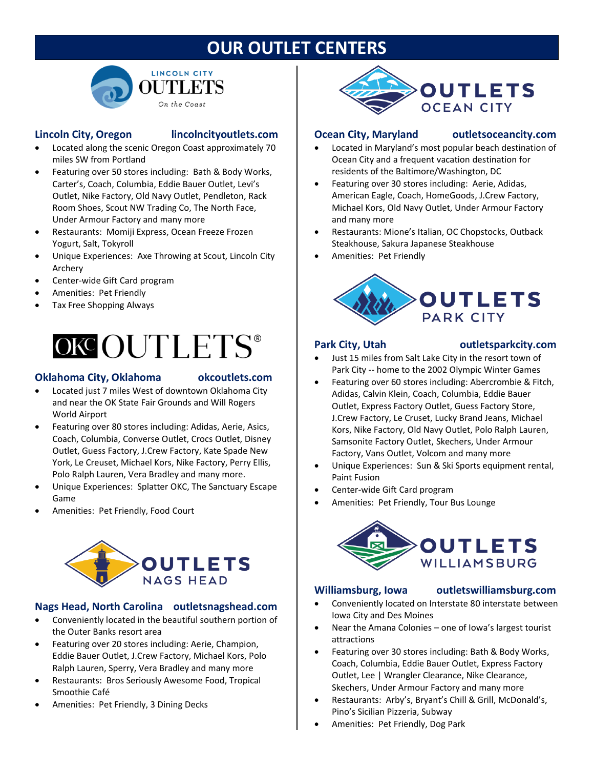# OUR OUTLET CENTERS

LINCOLN CITY OUTLETS *On the Coast*

### Lincoln City, Oregon lincolncityoutlets.com

- Located along the scenic Oregon Coast approximately 70 miles SW from Portland
- Featuring over 50 stores including: Bath & Body Works, Carter's, Coach, Columbia, Eddie Bauer Outlet, Levi's Outlet, Nike Factory, Old Navy Outlet, Pendleton, Rack Room Shoes, Scout NW Trading Co, The North Face, Under Armour Factory and many more
- Restaurants: Momiji Express, Ocean Freeze Frozen Yogurt, Salt, Tokyroll
- Unique Experiences: Axe Throwing at Scout, Lincoln City Archery
- Center-wide Gift Card program
- Amenities: Pet Friendly
- Tax Free Shopping Always

OKC OUTLETS®

### Oklahoma City, Oklahoma okcoutlets.com

- Located just 7 miles West of downtown Oklahoma City and near the OK State Fair Grounds and Will Rogers World Airport
- Featuring over 80 stores including: Adidas, Aerie, Asics, Coach, Columbia, Converse Outlet, Crocs Outlet, Disney Outlet, Guess Factory, J.Crew Factory, Kate Spade New York, Le Creuset, Michael Kors, Nike Factory, Perry Ellis, Polo Ralph Lauren, Vera Bradley and many more.
- Unique Experiences: Splatter OKC, The Sanctuary Escape Game
- Amenities: Pet Friendly, Food Court

OUTLETS NAGS HEAD

### Nags Head, North Carolina outletsnagshead.com

- Conveniently located in the beautiful southern portion of the Outer Banks resort area
- Featuring over 20 stores including: Aerie, Champion, Eddie Bauer Outlet, J.Crew Factory, Michael Kors, Polo Ralph Lauren, Sperry, Vera Bradley and many more
- Restaurants: Bros Seriously Awesome Food, Tropical Smoothie Café
- Amenities: Pet Friendly, 3 Dining Decks

OUTLETS OCEAN CITY

### Ocean City, Maryland outletsoceancity.com

- Located in Maryland's most popular beach destination of Ocean City and a frequent vacation destination for residents of the Baltimore/Washington, DC
- Featuring over 30 stores including: Aerie, Adidas, American Eagle, Coach, HomeGoods, J.Crew Factory, Michael Kors, Old Navy Outlet, Under Armour Factory and many more
- Restaurants: Mione's Italian, OC Chopstocks, Outback Steakhouse, Sakura Japanese Steakhouse
- Amenities: Pet Friendly

OUTLETS PARK CITY

### Park City, Utah outletsparkcity.com

- Just 15 miles from Salt Lake City in the resort town of Park City -- home to the 2002 Olympic Winter Games
- Featuring over 60 stores including: Abercrombie & Fitch, Adidas, Calvin Klein, Coach, Columbia, Eddie Bauer Outlet, Express Factory Outlet, Guess Factory Store, J.Crew Factory, Le Cruset, Lucky Brand Jeans, Michael Kors, Nike Factory, Old Navy Outlet, Polo Ralph Lauren, Samsonite Factory Outlet, Skechers, Under Armour Factory, Vans Outlet, Volcom and many more
- Unique Experiences: Sun & Ski Sports equipment rental, Paint Fusion
- Center-wide Gift Card program
- Amenities: Pet Friendly, Tour Bus Lounge

OUTLETS WILLIAMSBURG

### Williamsburg, Iowa outletswilliamsburg.com

- Conveniently located on Interstate 80 interstate between Iowa City and Des Moines
- Near the Amana Colonies – one of Iowa's largest tourist attractions
- Featuring over 30 stores including: Bath & Body Works, Coach, Columbia, Eddie Bauer Outlet, Express Factory Outlet, Lee | Wrangler Clearance, Nike Clearance, Skechers, Under Armour Factory and many more
- Restaurants: Arby's, Bryant's Chill & Grill, McDonald's, Pino's Sicilian Pizzeria, Subway
- Amenities: Pet Friendly, Dog Park